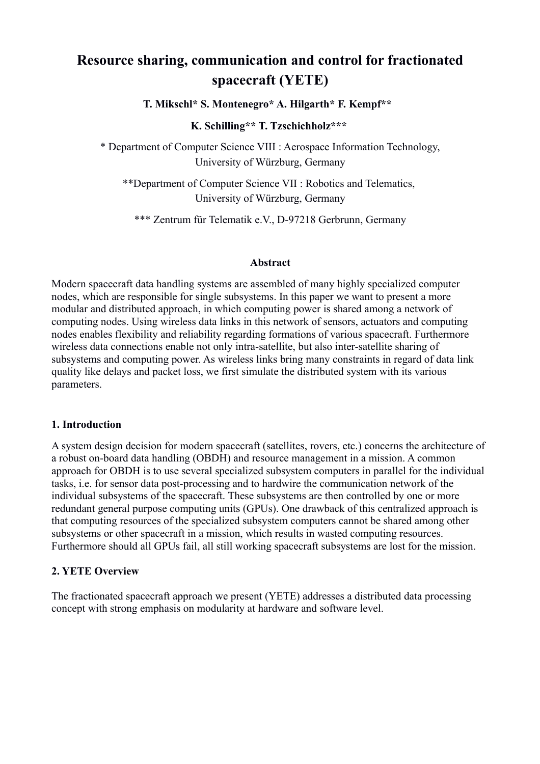# Resource sharing, communication and control for fractionated spacecraft (YETE)

**T. Mikschl\* S. Montenegro\* A. Hilgarth\* F. Kempf\*\***

**K. Schilling\*\* T. Tzschichholz\*\*\***

\* Department of Computer Science VIII : Aerospace Information Technology, University of Würzburg, Germany

\*\*Department of Computer Science VII : Robotics and Telematics, University of Würzburg, Germany

\*\*\* Zentrum für Telematik e.V., D-97218 Gerbrunn, Germany

### Abstract

Modern spacecraft data handling systems are assembled of many highly specialized computer nodes, which are responsible for single subsystems. In this paper we want to present a more modular and distributed approach, in which computing power is shared among a network of computing nodes. Using wireless data links in this network of sensors, actuators and computing nodes enables flexibility and reliability regarding formations of various spacecraft. Furthermore wireless data connections enable not only intra-satellite, but also inter-satellite sharing of subsystems and computing power. As wireless links bring many constraints in regard of data link quality like delays and packet loss, we first simulate the distributed system with its various parameters.

## 1. Introduction

A system design decision for modern spacecraft (satellites, rovers, etc.) concerns the architecture of a robust on-board data handling (OBDH) and resource management in a mission. A common approach for OBDH is to use several specialized subsystem computers in parallel for the individual tasks, i.e. for sensor data post-processing and to hardwire the communication network of the individual subsystems of the spacecraft. These subsystems are then controlled by one or more redundant general purpose computing units (GPUs). One drawback of this centralized approach is that computing resources of the specialized subsystem computers cannot be shared among other subsystems or other spacecraft in a mission, which results in wasted computing resources. Furthermore should all GPUs fail, all still working spacecraft subsystems are lost for the mission.

## 2. YETE Overview

The fractionated spacecraft approach we present (YETE) addresses a distributed data processing concept with strong emphasis on modularity at hardware and software level.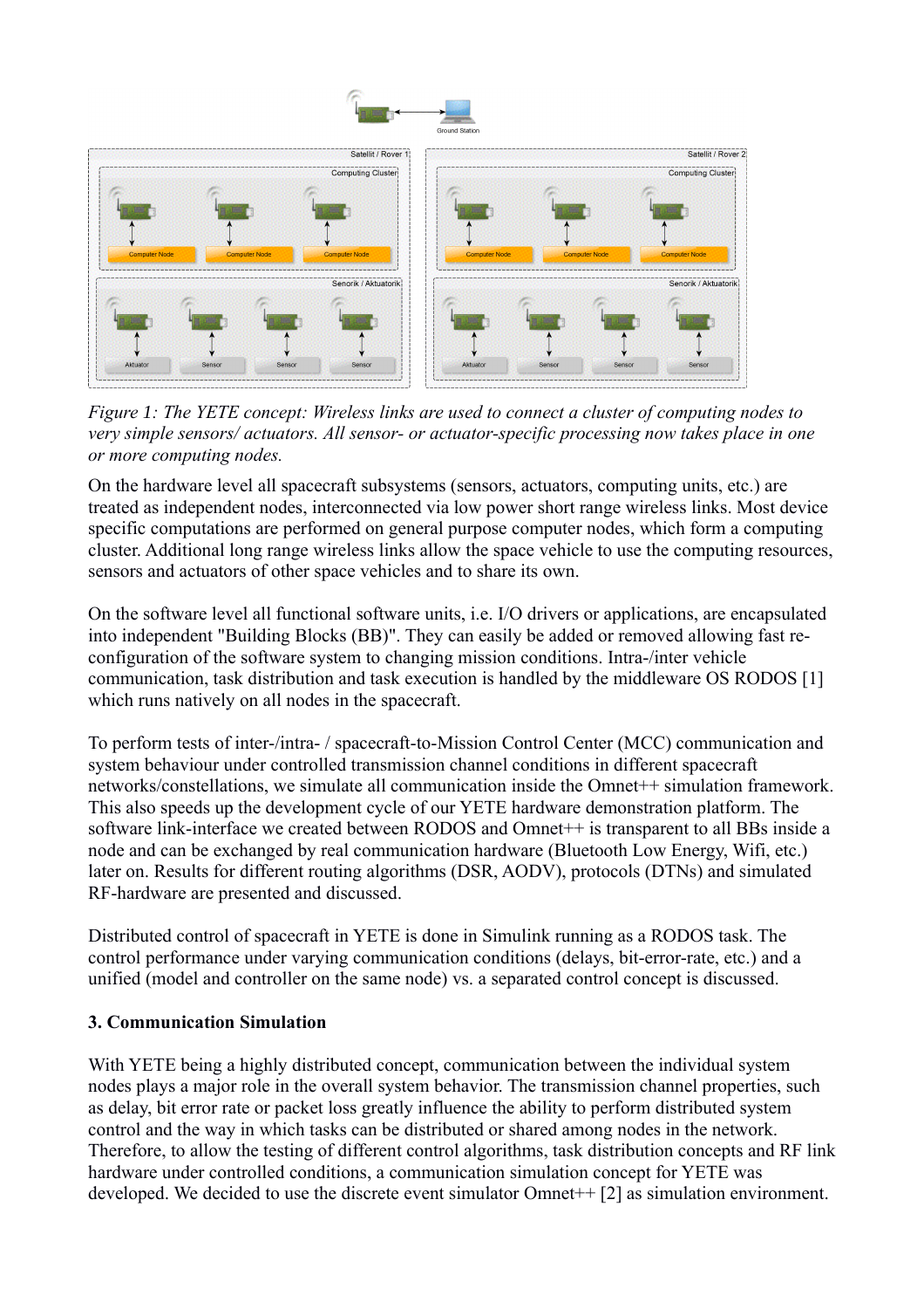*Figure 1: The YETE concept: Wireless links are used to connect a cluster of computing nodes to very simple sensors/ actuators. All sensor- or actuator-specific processing now takes place in one or more computing nodes.*

On the hardware level all spacecraft subsystems (sensors, actuators, computing units, etc.) are treated as independent nodes, interconnected via low power short range wireless links. Most device specific computations are performed on general purpose computer nodes, which form a computing cluster. Additional long range wireless links allow the space vehicle to use the computing resources, sensors and actuators of other space vehicles and to share its own.

On the software level all functional software units, i.e. I/O drivers or applications, are encapsulated into independent "Building Blocks (BB)". They can easily be added or removed allowing fast re-configuration of the software system to changing mission conditions. Intra-/inter vehicle communication, task distribution and task execution is handled by the middleware OS RODOS [1] which runs natively on all nodes in the spacecraft.

To perform tests of inter-/intra- / spacecraft-to-Mission Control Center (MCC) communication and system behaviour under controlled transmission channel conditions in different spacecraft networks/constellations, we simulate all communication inside the Omnet++ simulation framework. This also speeds up the development cycle of our YETE hardware demonstration platform. The software link-interface we created between RODOS and Omnet++ is transparent to all BBs inside a node and can be exchanged by real communication hardware (Bluetooth Low Energy, Wifi, etc.) later on. Results for different routing algorithms (DSR, AODV), protocols (DTNs) and simulated RF-hardware are presented and discussed.

Distributed control of spacecraft in YETE is done in Simulink running as a RODOS task. The control performance under varying communication conditions (delays, bit-error-rate, etc.) and a unified (model and controller on the same node) vs. a separated control concept is discussed.

## 3. Communication Simulation

With YETE being a highly distributed concept, communication between the individual system nodes plays a major role in the overall system behavior. The transmission channel properties, such as delay, bit error rate or packet loss greatly influence the ability to perform distributed system control and the way in which tasks can be distributed or shared among nodes in the network. Therefore, to allow the testing of different control algorithms, task distribution concepts and RF link hardware under controlled conditions, a communication simulation concept for YETE was developed. We decided to use the discrete event simulator Omnet++ [2] as simulation environment.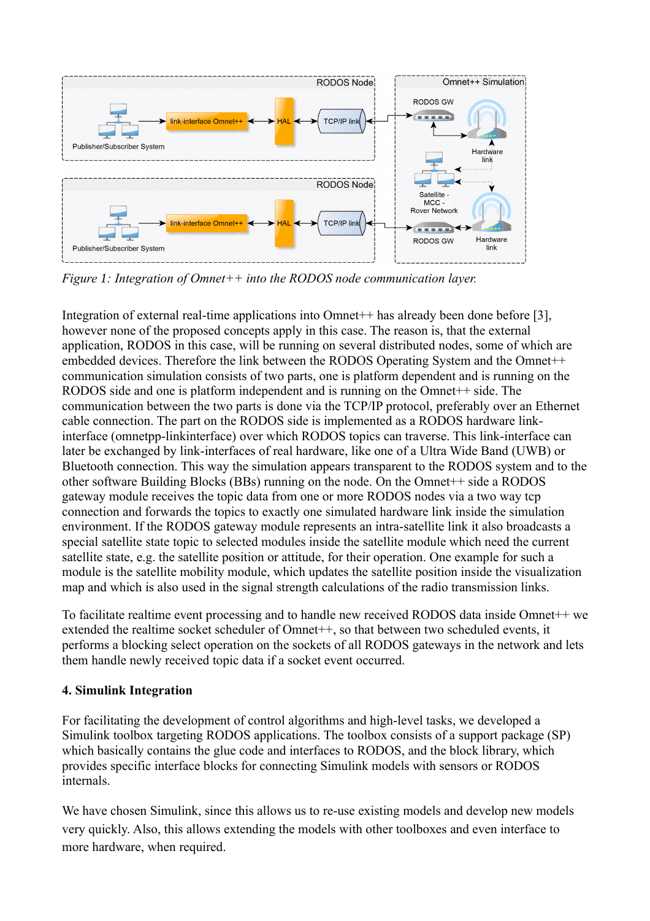*Figure 1: Integration of Omnet++ into the RODOS node communication layer.*

Integration of external real-time applications into Omnet++ has already been done before [3], however none of the proposed concepts apply in this case. The reason is, that the external application, RODOS in this case, will be running on several distributed nodes, some of which are embedded devices. Therefore the link between the RODOS Operating System and the Omnet++ communication simulation consists of two parts, one is platform dependent and is running on the RODOS side and one is platform independent and is running on the Omnet++ side. The communication between the two parts is done via the TCP/IP protocol, preferably over an Ethernet cable connection. The part on the RODOS side is implemented as a RODOS hardware link-interface (omnetpp-linkinterface) over which RODOS topics can traverse. This link-interface can later be exchanged by link-interfaces of real hardware, like one of a Ultra Wide Band (UWB) or Bluetooth connection. This way the simulation appears transparent to the RODOS system and to the other software Building Blocks (BBs) running on the node. On the Omnet++ side a RODOS gateway module receives the topic data from one or more RODOS nodes via a two way tcp connection and forwards the topics to exactly one simulated hardware link inside the simulation environment. If the RODOS gateway module represents an intra-satellite link it also broadcasts a special satellite state topic to selected modules inside the satellite module which need the current satellite state, e.g. the satellite position or attitude, for their operation. One example for such a module is the satellite mobility module, which updates the satellite position inside the visualization map and which is also used in the signal strength calculations of the radio transmission links.

To facilitate realtime event processing and to handle new received RODOS data inside Omnet++ we extended the realtime socket scheduler of Omnet++, so that between two scheduled events, it performs a blocking select operation on the sockets of all RODOS gateways in the network and lets them handle newly received topic data if a socket event occurred.

## 4. Simulink Integration

For facilitating the development of control algorithms and high-level tasks, we developed a Simulink toolbox targeting RODOS applications. The toolbox consists of a support package (SP) which basically contains the glue code and interfaces to RODOS, and the block library, which provides specific interface blocks for connecting Simulink models with sensors or RODOS internals.

We have chosen Simulink, since this allows us to re-use existing models and develop new models very quickly. Also, this allows extending the models with other toolboxes and even interface to more hardware, when required.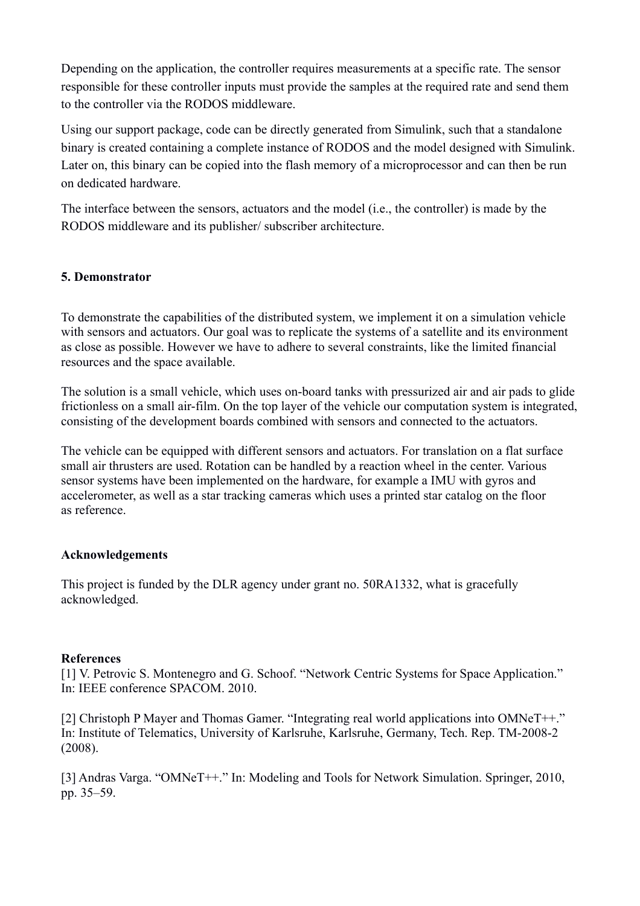Depending on the application, the controller requires measurements at a specific rate. The sensor responsible for these controller inputs must provide the samples at the required rate and send them to the controller via the RODOS middleware.

Using our support package, code can be directly generated from Simulink, such that a standalone binary is created containing a complete instance of RODOS and the model designed with Simulink. Later on, this binary can be copied into the flash memory of a microprocessor and can then be run on dedicated hardware.

The interface between the sensors, actuators and the model (i.e., the controller) is made by the RODOS middleware and its publisher/ subscriber architecture.

## 5. Demonstrator

To demonstrate the capabilities of the distributed system, we implement it on a simulation vehicle with sensors and actuators. Our goal was to replicate the systems of a satellite and its environment as close as possible. However we have to adhere to several constraints, like the limited financial resources and the space available.

The solution is a small vehicle, which uses on-board tanks with pressurized air and air pads to glide frictionless on a small air-film. On the top layer of the vehicle our computation system is integrated, consisting of the development boards combined with sensors and connected to the actuators.

The vehicle can be equipped with different sensors and actuators. For translation on a flat surface small air thrusters are used. Rotation can be handled by a reaction wheel in the center. Various sensor systems have been implemented on the hardware, for example a IMU with gyros and accelerometer, as well as a star tracking cameras which uses a printed star catalog on the floor as reference.

## Acknowledgements

This project is funded by the DLR agency under grant no. 50RA1332, what is gracefully acknowledged.

## References

[1] V. Petrovic S. Montenegro and G. Schoof. “Network Centric Systems for Space Application.” In: IEEE conference SPACOM. 2010.

[2] Christoph P Mayer and Thomas Gamer. “Integrating real world applications into OMNeT++.” In: Institute of Telematics, University of Karlsruhe, Karlsruhe, Germany, Tech. Rep. TM-2008-2 (2008).

[3] Andras Varga. “OMNeT++.” In: Modeling and Tools for Network Simulation. Springer, 2010, pp. 35–59.